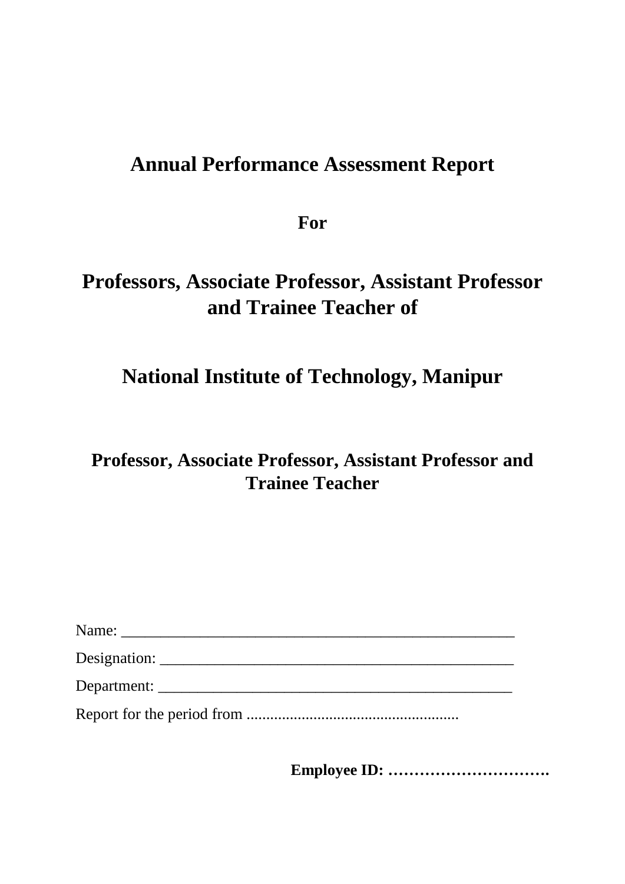# Annual Performance Assessment Report

**For**

# Professors, Associate Professor, Assistant Professor and Trainee Teacher of

# National Institute of Technology, Manipur

## Professor, Associate Professor, Assistant Professor and Trainee Teacher

Name: ___________________________________________________

Designation: ______________________________________________

Department: ______________________________________________

Report for the period from ......................................................

**Employee ID: ………………………….**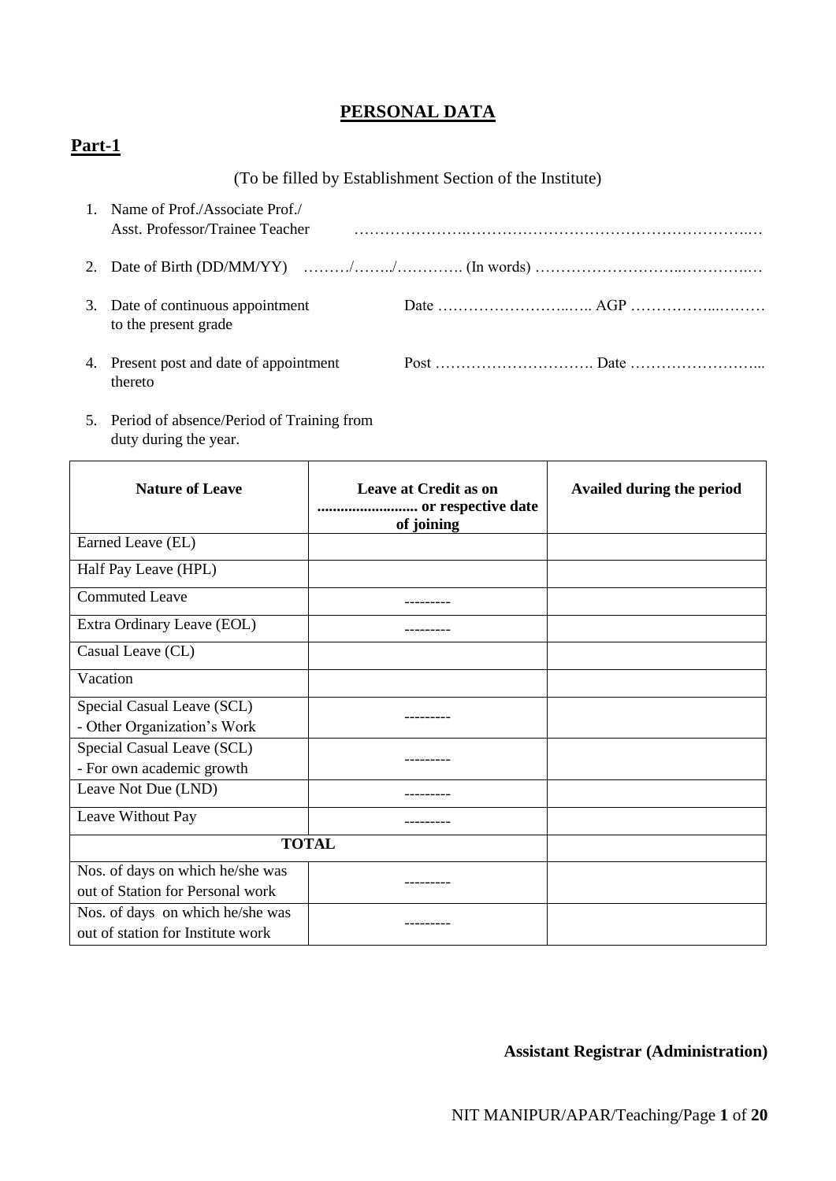# PERSONAL DATA

## Part-1

(To be filled by Establishment Section of the Institute)

1. Name of Prof./Associate Prof./ Asst. Professor/Trainee Teacher ………………….……………………………………………….…
2. Date of Birth (DD/MM/YY) ………/……../…………. (In words) ……………………..…………..…
3. Date of continuous appointment to the present grade Date …………………..….. AGP ……………...………
4. Present post and date of appointment thereto Post …………………………. Date ……………………...
5. Period of absence/Period of Training from duty during the year.

| Nature of Leave | Leave at Credit as on ......................... or respective date of joining | Availed during the period |
|---|---|---|
| Earned Leave (EL) | | |
| Half Pay Leave (HPL) | | |
| Commuted Leave | --------- | |
| Extra Ordinary Leave (EOL) | --------- | |
| Casual Leave (CL) | | |
| Vacation | | |
| Special Casual Leave (SCL) - Other Organization's Work | --------- | |
| Special Casual Leave (SCL) - For own academic growth | --------- | |
| Leave Not Due (LND) | --------- | |
| Leave Without Pay | --------- | |
| **TOTAL** | | |
| Nos. of days on which he/she was out of Station for Personal work | --------- | |
| Nos. of days on which he/she was out of station for Institute work | --------- | |

**Assistant Registrar (Administration)**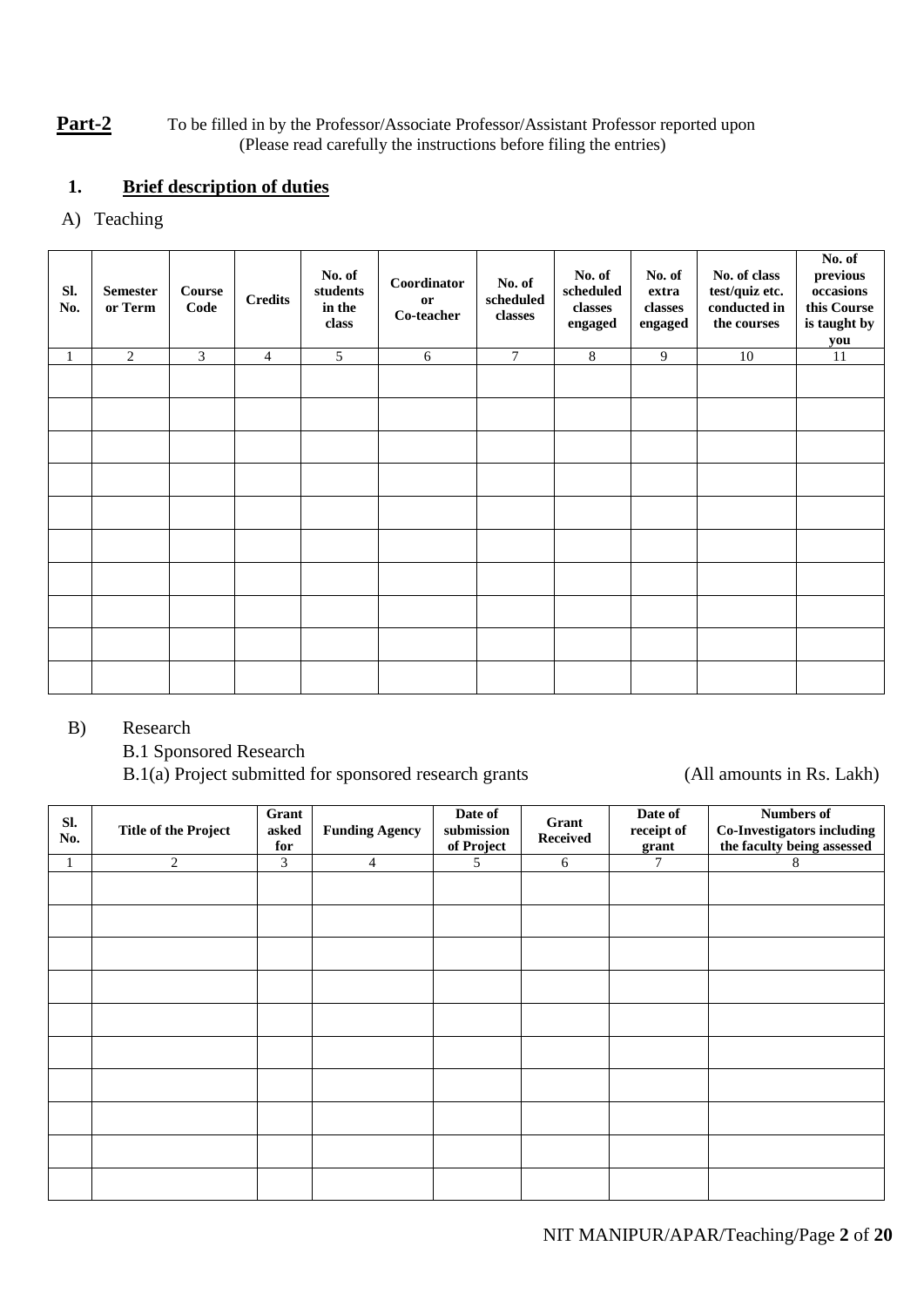**Part-2** To be filled in by the Professor/Associate Professor/Assistant Professor reported upon
(Please read carefully the instructions before filing the entries)

## 1. Brief description of duties

A) Teaching

| Sl. No. | Semester or Term | Course Code | Credits | No. of students in the class | Coordinator or Co-teacher | No. of scheduled classes | No. of scheduled classes engaged | No. of extra classes engaged | No. of class test/quiz etc. conducted in the courses | No. of previous occasions this Course is taught by you |
|---|---|---|---|---|---|---|---|---|---|---|
| 1 | 2 | 3 | 4 | 5 | 6 | 7 | 8 | 9 | 10 | 11 |
| | | | | | | | | | | |
| | | | | | | | | | | |
| | | | | | | | | | | |
| | | | | | | | | | | |
| | | | | | | | | | | |
| | | | | | | | | | | |
| | | | | | | | | | | |
| | | | | | | | | | | |
| | | | | | | | | | | |
| | | | | | | | | | | |

B) Research

B.1 Sponsored Research

B.1(a) Project submitted for sponsored research grants (All amounts in Rs. Lakh)

| Sl. No. | Title of the Project | Grant asked for | Funding Agency | Date of submission of Project | Grant Received | Date of receipt of grant | Numbers of Co-Investigators including the faculty being assessed |
|---|---|---|---|---|---|---|---|
| 1 | 2 | 3 | 4 | 5 | 6 | 7 | 8 |
| | | | | | | | |
| | | | | | | | |
| | | | | | | | |
| | | | | | | | |
| | | | | | | | |
| | | | | | | | |
| | | | | | | | |
| | | | | | | | |
| | | | | | | | |
| | | | | | | | |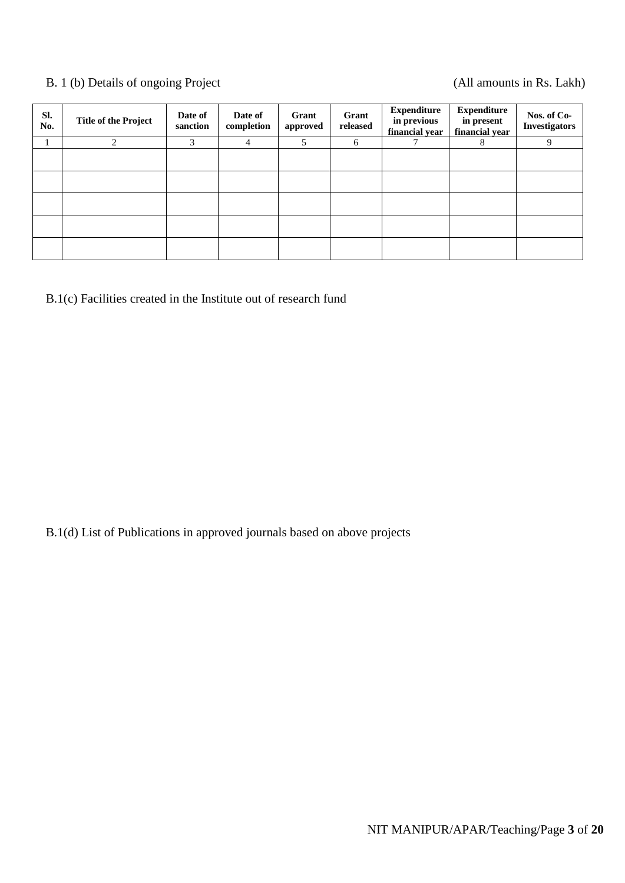B. 1 (b) Details of ongoing Project (All amounts in Rs. Lakh)

| Sl. No. | Title of the Project | Date of sanction | Date of completion | Grant approved | Grant released | Expenditure in previous financial year | Expenditure in present financial year | Nos. of Co-Investigators |
|---|---|---|---|---|---|---|---|---|
| 1 | 2 | 3 | 4 | 5 | 6 | 7 | 8 | 9 |
| | | | | | | | | |
| | | | | | | | | |
| | | | | | | | | |
| | | | | | | | | |
| | | | | | | | | |

B.1(c) Facilities created in the Institute out of research fund

B.1(d) List of Publications in approved journals based on above projects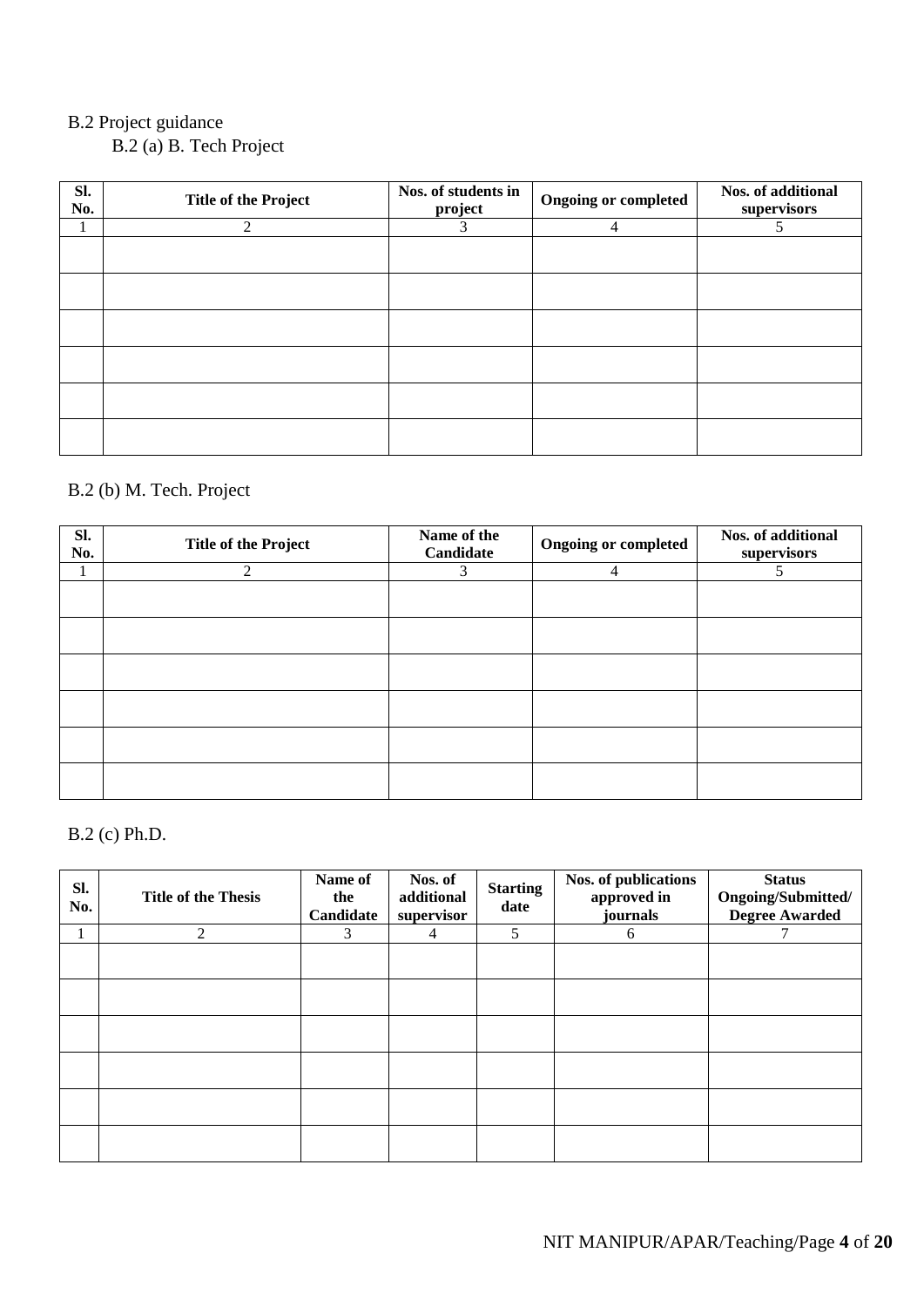B.2 Project guidance

B.2 (a) B. Tech Project

| Sl. No. | Title of the Project | Nos. of students in project | Ongoing or completed | Nos. of additional supervisors |
|---|---|---|---|---|
| 1 | 2 | 3 | 4 | 5 |
| | | | | |
| | | | | |
| | | | | |
| | | | | |
| | | | | |
| | | | | |

B.2 (b) M. Tech. Project

| Sl. No. | Title of the Project | Name of the Candidate | Ongoing or completed | Nos. of additional supervisors |
|---|---|---|---|---|
| 1 | 2 | 3 | 4 | 5 |
| | | | | |
| | | | | |
| | | | | |
| | | | | |
| | | | | |
| | | | | |

B.2 (c) Ph.D.

| Sl. No. | Title of the Thesis | Name of the Candidate | Nos. of additional supervisor | Starting date | Nos. of publications approved in journals | Status Ongoing/Submitted/ Degree Awarded |
|---|---|---|---|---|---|---|
| 1 | 2 | 3 | 4 | 5 | 6 | 7 |
| | | | | | | |
| | | | | | | |
| | | | | | | |
| | | | | | | |
| | | | | | | |
| | | | | | | |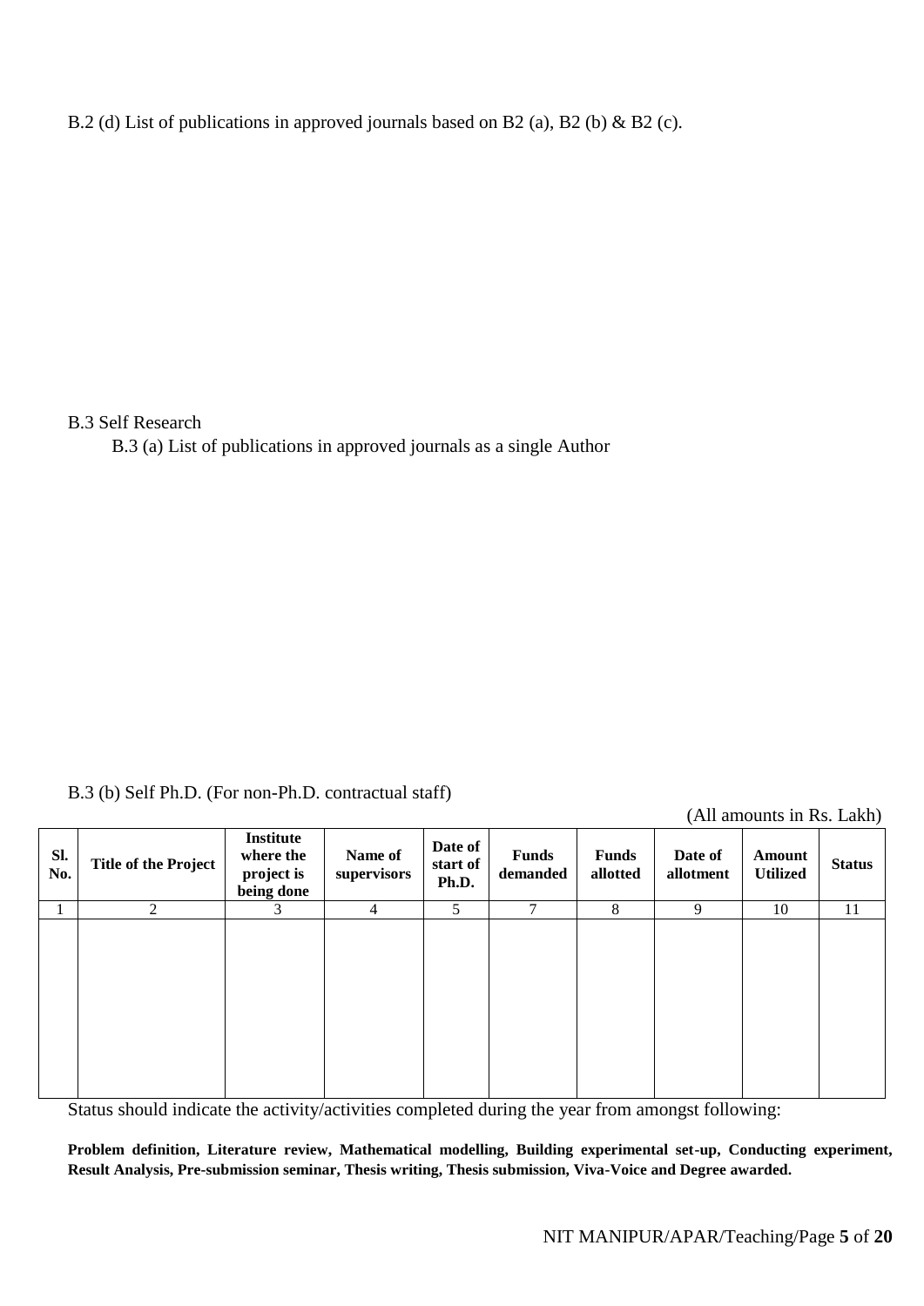B.2 (d) List of publications in approved journals based on B2 (a), B2 (b) & B2 (c).

B.3 Self Research

B.3 (a) List of publications in approved journals as a single Author

B.3 (b) Self Ph.D. (For non-Ph.D. contractual staff)

(All amounts in Rs. Lakh)

| Sl. No. | Title of the Project | Institute where the project is being done | Name of supervisors | Date of start of Ph.D. | Funds demanded | Funds allotted | Date of allotment | Amount Utilized | Status |
|---|---|---|---|---|---|---|---|---|---|
| 1 | 2 | 3 | 4 | 5 | 7 | 8 | 9 | 10 | 11 |
| | | | | | | | | | |

Status should indicate the activity/activities completed during the year from amongst following:

**Problem definition, Literature review, Mathematical modelling, Building experimental set-up, Conducting experiment, Result Analysis, Pre-submission seminar, Thesis writing, Thesis submission, Viva-Voice and Degree awarded.**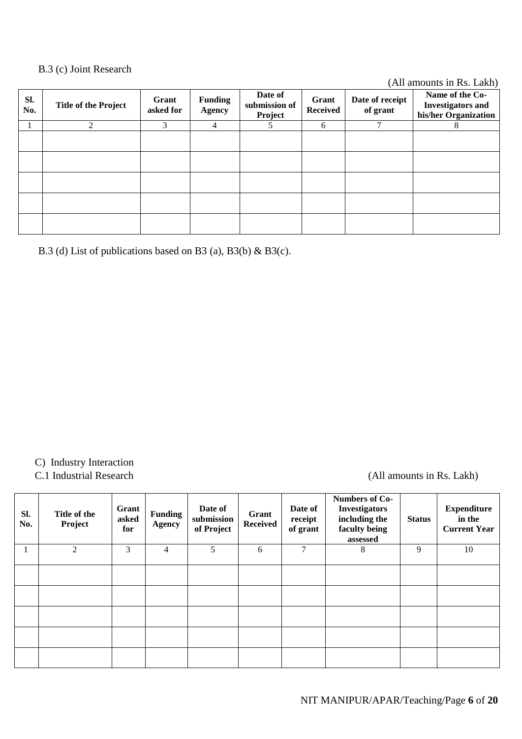B.3 (c) Joint Research

(All amounts in Rs. Lakh)

| Sl. No. | Title of the Project | Grant asked for | Funding Agency | Date of submission of Project | Grant Received | Date of receipt of grant | Name of the Co-Investigators and his/her Organization |
|---|---|---|---|---|---|---|---|
| 1 | 2 | 3 | 4 | 5 | 6 | 7 | 8 |
| | | | | | | | |
| | | | | | | | |
| | | | | | | | |
| | | | | | | | |
| | | | | | | | |

B.3 (d) List of publications based on B3 (a), B3(b) & B3(c).

C) Industry Interaction

C.1 Industrial Research

(All amounts in Rs. Lakh)

| Sl. No. | Title of the Project | Grant asked for | Funding Agency | Date of submission of Project | Grant Received | Date of receipt of grant | Numbers of Co-Investigators including the faculty being assessed | Status | Expenditure in the Current Year |
|---|---|---|---|---|---|---|---|---|---|
| 1 | 2 | 3 | 4 | 5 | 6 | 7 | 8 | 9 | 10 |
| | | | | | | | | | |
| | | | | | | | | | |
| | | | | | | | | | |
| | | | | | | | | | |
| | | | | | | | | | |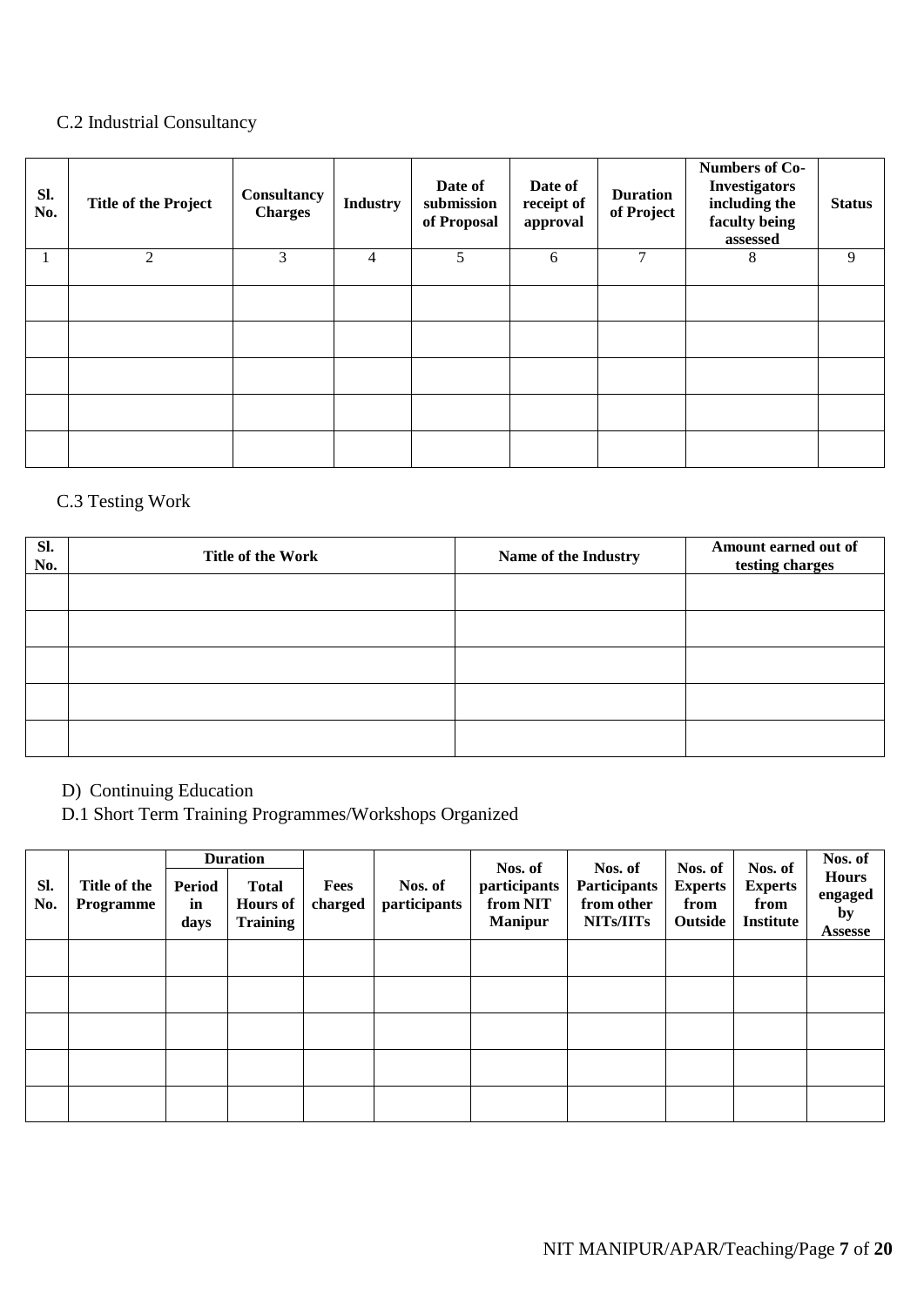C.2 Industrial Consultancy

| Sl. No. | Title of the Project | Consultancy Charges | Industry | Date of submission of Proposal | Date of receipt of approval | Duration of Project | Numbers of Co-Investigators including the faculty being assessed | Status |
|---|---|---|---|---|---|---|---|---|
| 1 | 2 | 3 | 4 | 5 | 6 | 7 | 8 | 9 |
| | | | | | | | | |
| | | | | | | | | |
| | | | | | | | | |
| | | | | | | | | |
| | | | | | | | | |

C.3 Testing Work

| Sl. No. | Title of the Work | Name of the Industry | Amount earned out of testing charges |
|---|---|---|---|
| | | | |
| | | | |
| | | | |
| | | | |
| | | | |

D) Continuing Education

D.1 Short Term Training Programmes/Workshops Organized

| Sl. No. | Title of the Programme | Duration | | Fees charged | Nos. of participants | Nos. of participants from NIT Manipur | Nos. of Participants from other NITs/IITs | Nos. of Experts from Outside | Nos. of Experts from Institute | Nos. of Hours engaged by Assesse |
|---|---|---|---|---|---|---|---|---|---|---|
| | | Period in days | Total Hours of Training | | | | | | | |
| | | | | | | | | | | |
| | | | | | | | | | | |
| | | | | | | | | | | |
| | | | | | | | | | | |
| | | | | | | | | | | |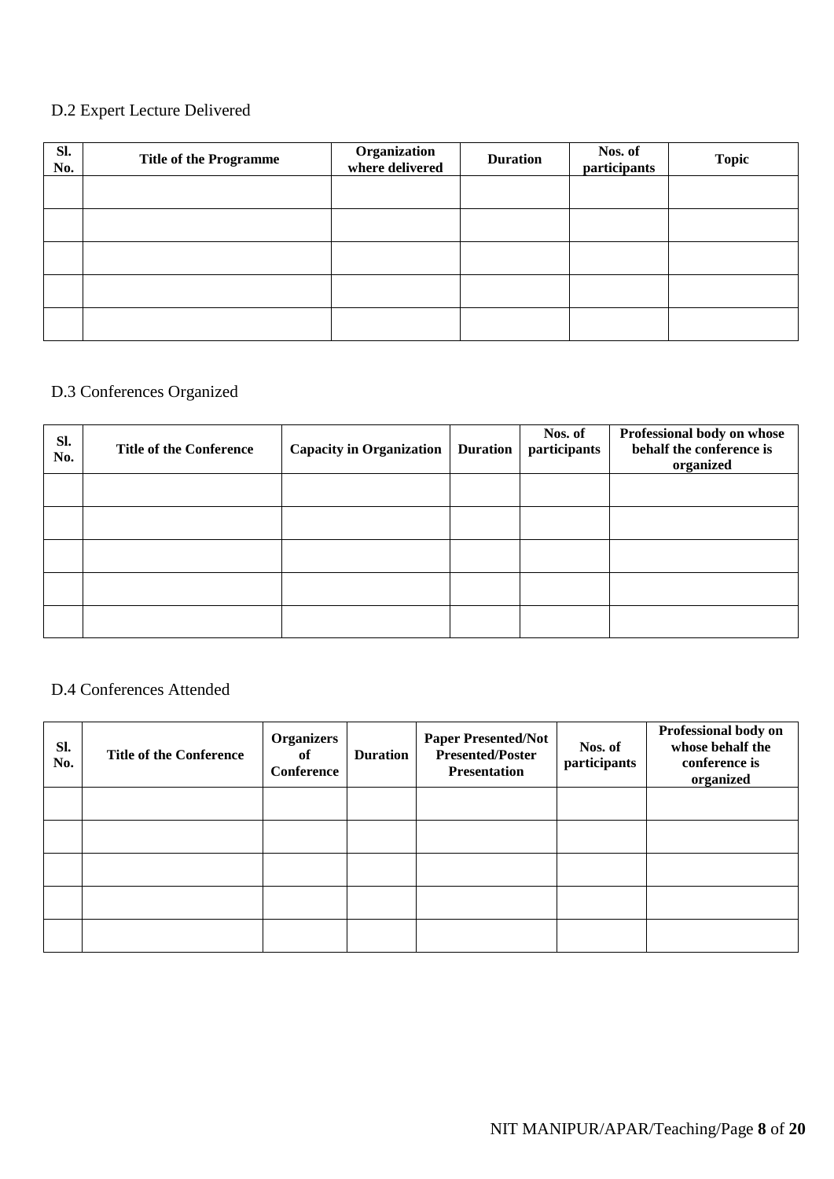D.2 Expert Lecture Delivered

| Sl. No. | Title of the Programme | Organization where delivered | Duration | Nos. of participants | Topic |
|---|---|---|---|---|---|
| | | | | | |
| | | | | | |
| | | | | | |
| | | | | | |
| | | | | | |

D.3 Conferences Organized

| Sl. No. | Title of the Conference | Capacity in Organization | Duration | Nos. of participants | Professional body on whose behalf the conference is organized |
|---|---|---|---|---|---|
| | | | | | |
| | | | | | |
| | | | | | |
| | | | | | |
| | | | | | |

D.4 Conferences Attended

| Sl. No. | Title of the Conference | Organizers of Conference | Duration | Paper Presented/Not Presented/Poster Presentation | Nos. of participants | Professional body on whose behalf the conference is organized |
|---|---|---|---|---|---|---|
| | | | | | | |
| | | | | | | |
| | | | | | | |
| | | | | | | |
| | | | | | | |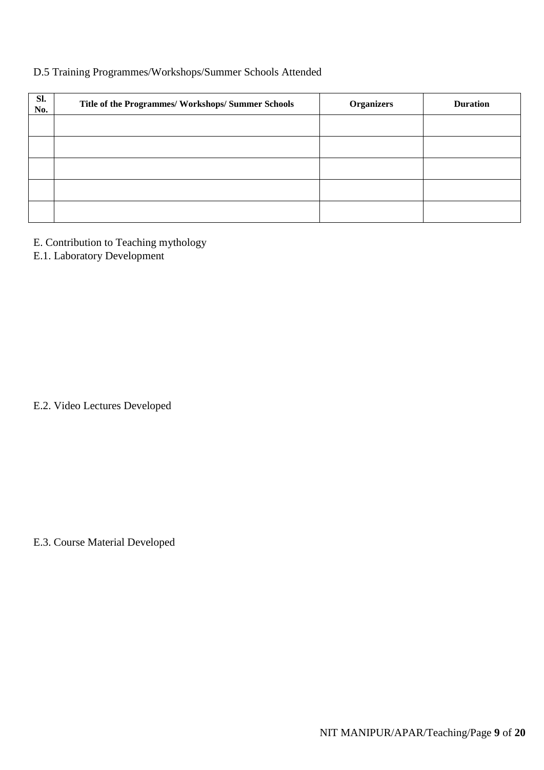D.5 Training Programmes/Workshops/Summer Schools Attended

| Sl. No. | Title of the Programmes/ Workshops/ Summer Schools | Organizers | Duration |
|---|---|---|---|
| | | | |
| | | | |
| | | | |
| | | | |
| | | | |

E. Contribution to Teaching mythology

E.1. Laboratory Development

E.2. Video Lectures Developed

E.3. Course Material Developed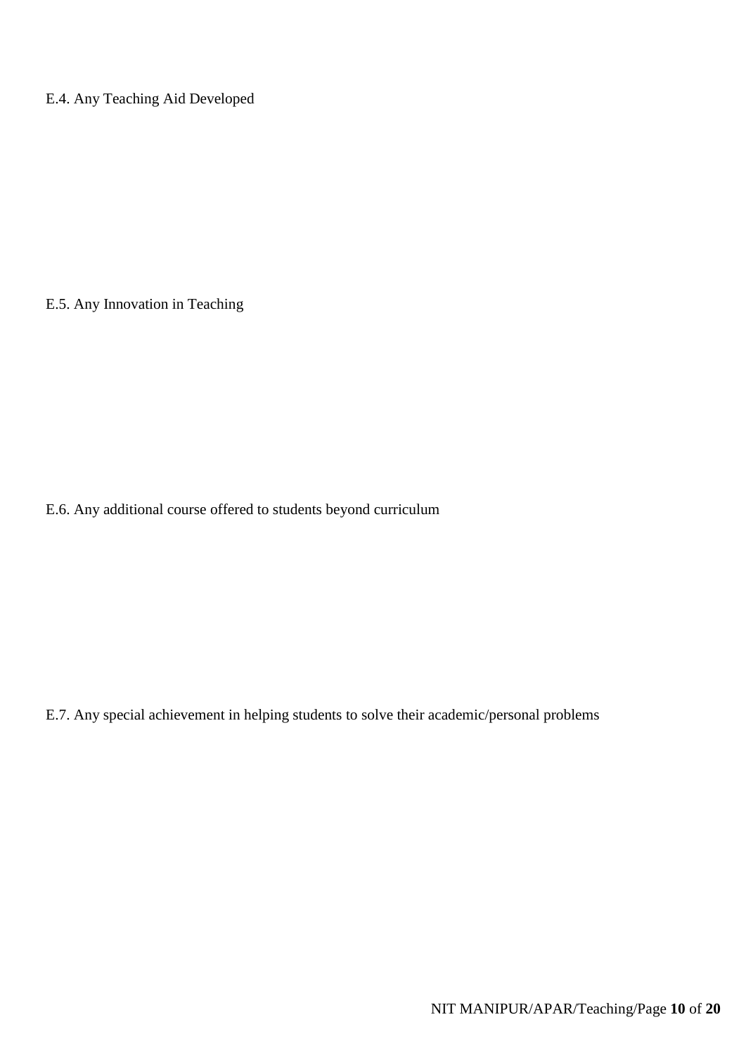E.4. Any Teaching Aid Developed

E.5. Any Innovation in Teaching

E.6. Any additional course offered to students beyond curriculum

E.7. Any special achievement in helping students to solve their academic/personal problems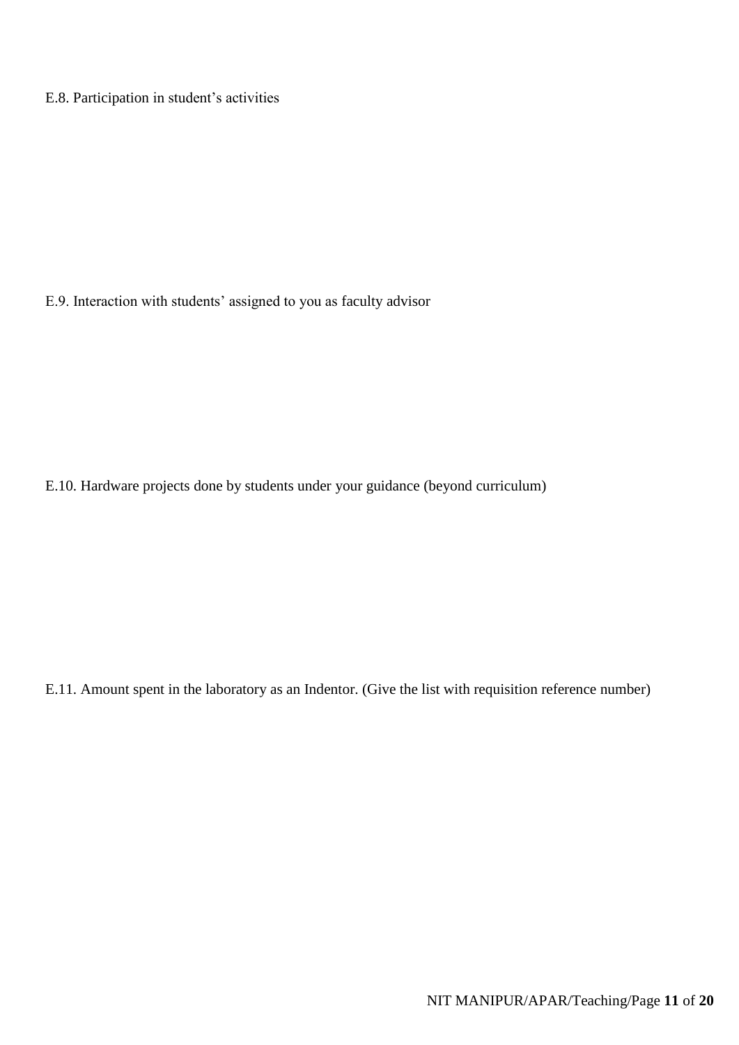E.8. Participation in student's activities

E.9. Interaction with students' assigned to you as faculty advisor

E.10. Hardware projects done by students under your guidance (beyond curriculum)

E.11. Amount spent in the laboratory as an Indentor. (Give the list with requisition reference number)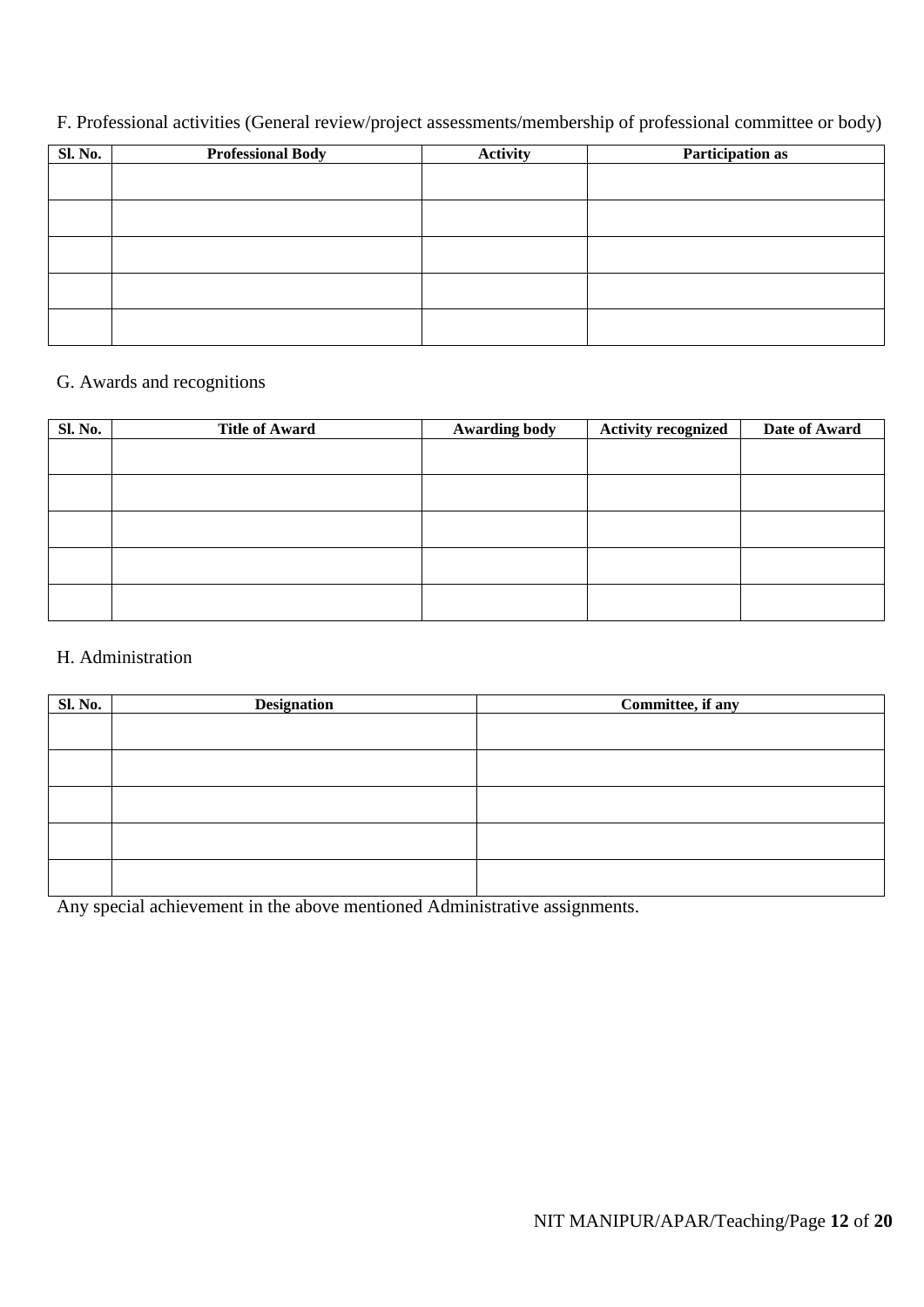F. Professional activities (General review/project assessments/membership of professional committee or body)

| Sl. No. | Professional Body | Activity | Participation as |
|---|---|---|---|
| | | | |
| | | | |
| | | | |
| | | | |
| | | | |

G. Awards and recognitions

| Sl. No. | Title of Award | Awarding body | Activity recognized | Date of Award |
|---|---|---|---|---|
| | | | | |
| | | | | |
| | | | | |
| | | | | |
| | | | | |

H. Administration

| Sl. No. | Designation | Committee, if any |
|---|---|---|
| | | |
| | | |
| | | |
| | | |
| | | |

Any special achievement in the above mentioned Administrative assignments.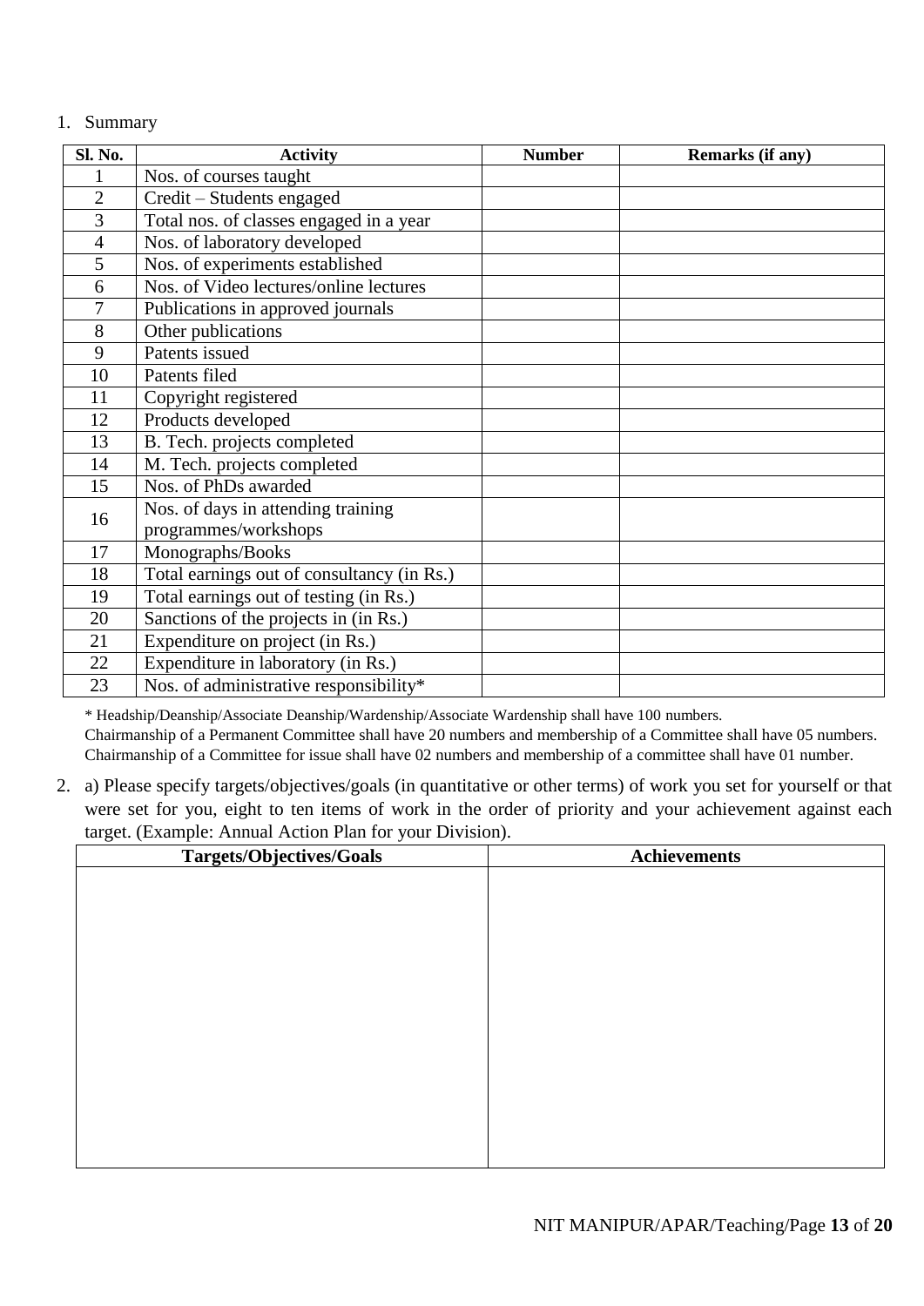1. Summary

| Sl. No. | Activity | Number | Remarks (if any) |
|---|---|---|---|
| 1 | Nos. of courses taught | | |
| 2 | Credit – Students engaged | | |
| 3 | Total nos. of classes engaged in a year | | |
| 4 | Nos. of laboratory developed | | |
| 5 | Nos. of experiments established | | |
| 6 | Nos. of Video lectures/online lectures | | |
| 7 | Publications in approved journals | | |
| 8 | Other publications | | |
| 9 | Patents issued | | |
| 10 | Patents filed | | |
| 11 | Copyright registered | | |
| 12 | Products developed | | |
| 13 | B. Tech. projects completed | | |
| 14 | M. Tech. projects completed | | |
| 15 | Nos. of PhDs awarded | | |
| 16 | Nos. of days in attending training programmes/workshops | | |
| 17 | Monographs/Books | | |
| 18 | Total earnings out of consultancy (in Rs.) | | |
| 19 | Total earnings out of testing (in Rs.) | | |
| 20 | Sanctions of the projects in (in Rs.) | | |
| 21 | Expenditure on project (in Rs.) | | |
| 22 | Expenditure in laboratory (in Rs.) | | |
| 23 | Nos. of administrative responsibility* | | |

\* Headship/Deanship/Associate Deanship/Wardenship/Associate Wardenship shall have 100 numbers.
Chairmanship of a Permanent Committee shall have 20 numbers and membership of a Committee shall have 05 numbers.
Chairmanship of a Committee for issue shall have 02 numbers and membership of a committee shall have 01 number.

2. a) Please specify targets/objectives/goals (in quantitative or other terms) of work you set for yourself or that were set for you, eight to ten items of work in the order of priority and your achievement against each target. (Example: Annual Action Plan for your Division).

| Targets/Objectives/Goals | Achievements |
|---|---|
| | |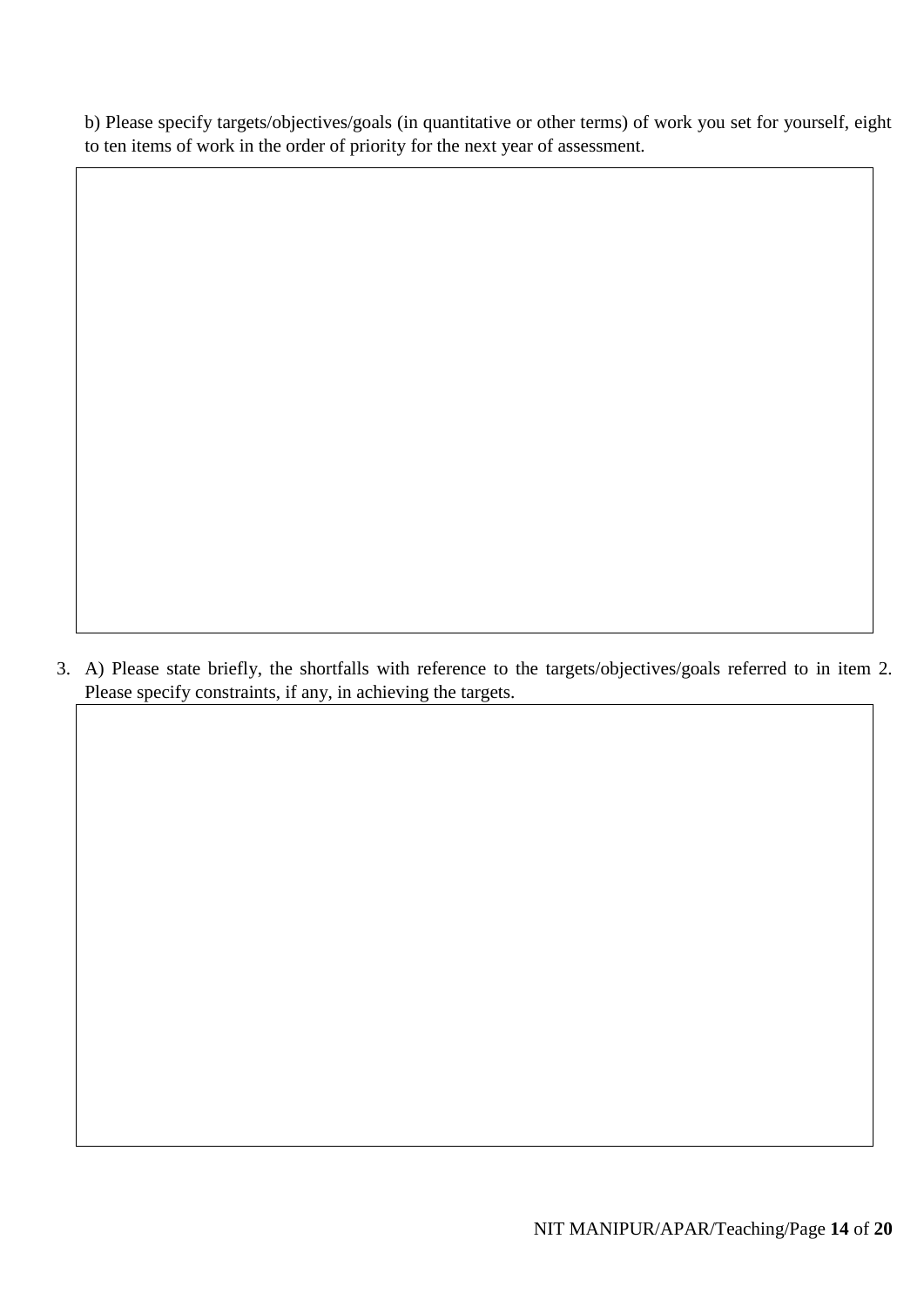b) Please specify targets/objectives/goals (in quantitative or other terms) of work you set for yourself, eight to ten items of work in the order of priority for the next year of assessment.

|  |
|---|
|  |

3. A) Please state briefly, the shortfalls with reference to the targets/objectives/goals referred to in item 2. Please specify constraints, if any, in achieving the targets.

|  |
|---|
|  |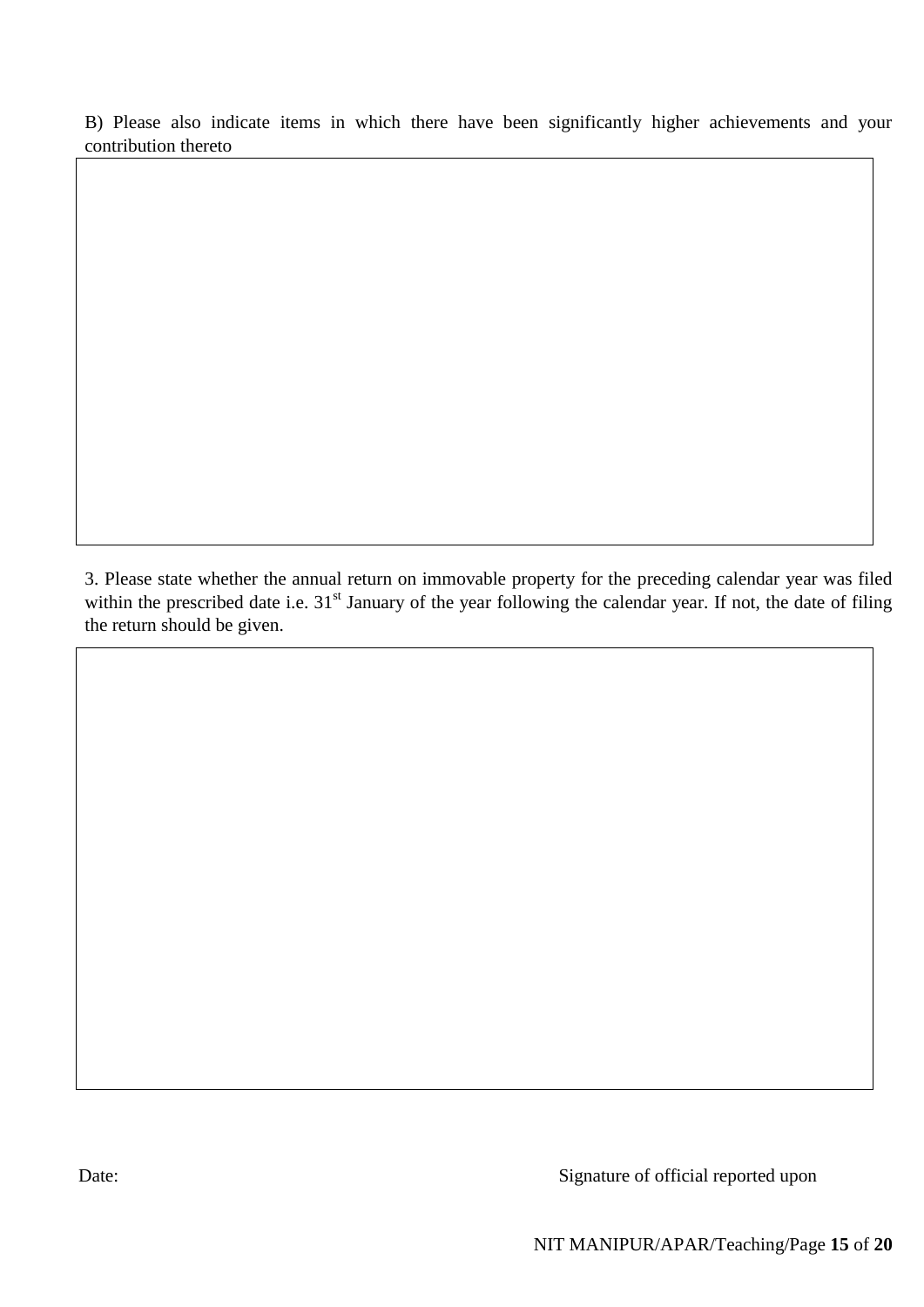B) Please also indicate items in which there have been significantly higher achievements and your contribution thereto

|  |
|---|
|  |

3. Please state whether the annual return on immovable property for the preceding calendar year was filed within the prescribed date i.e. 31st January of the year following the calendar year. If not, the date of filing the return should be given.

|  |
|---|
|  |

Date: Signature of official reported upon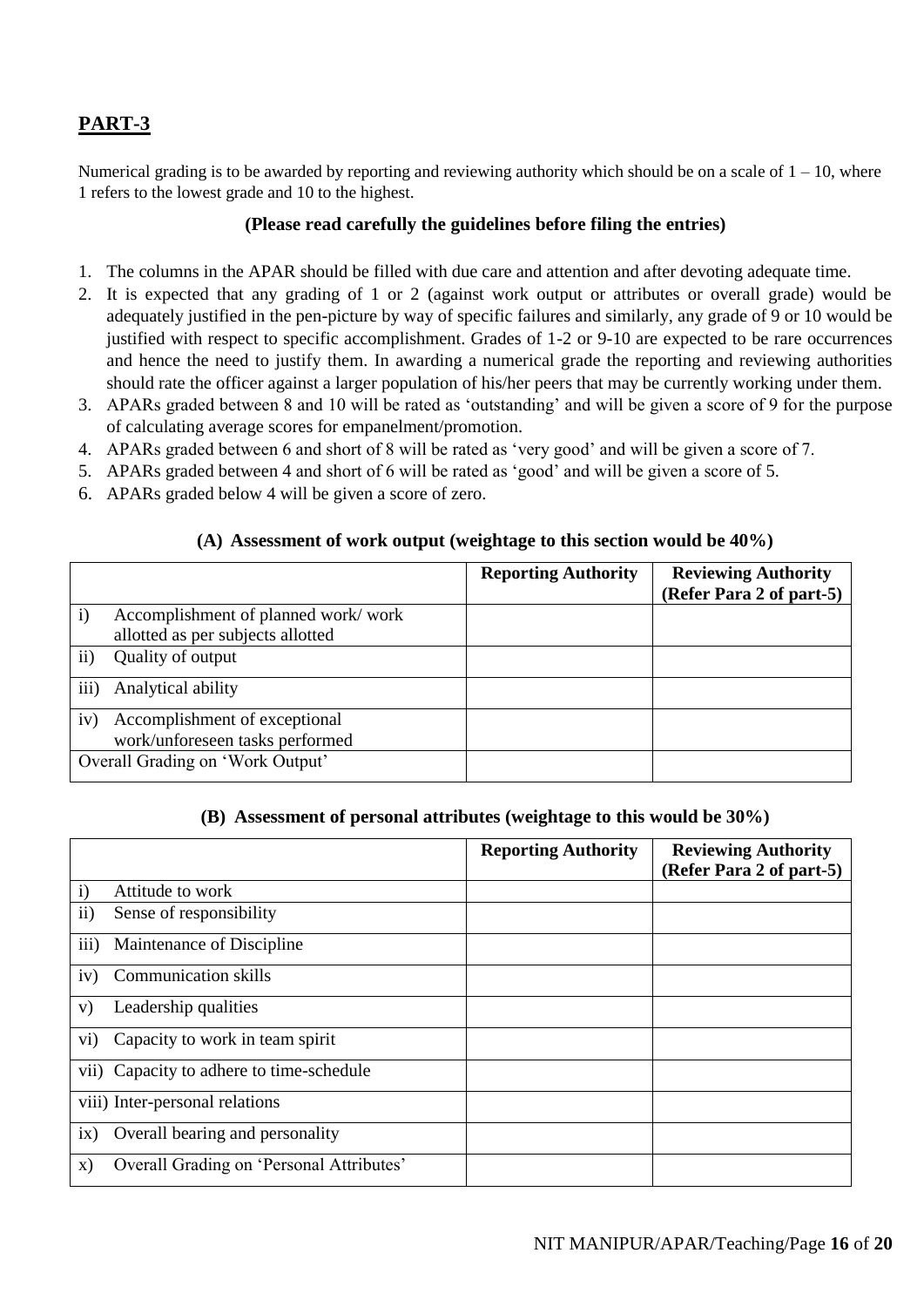## PART-3

Numerical grading is to be awarded by reporting and reviewing authority which should be on a scale of 1 – 10, where 1 refers to the lowest grade and 10 to the highest.

**(Please read carefully the guidelines before filing the entries)**

1. The columns in the APAR should be filled with due care and attention and after devoting adequate time.
2. It is expected that any grading of 1 or 2 (against work output or attributes or overall grade) would be adequately justified in the pen-picture by way of specific failures and similarly, any grade of 9 or 10 would be justified with respect to specific accomplishment. Grades of 1-2 or 9-10 are expected to be rare occurrences and hence the need to justify them. In awarding a numerical grade the reporting and reviewing authorities should rate the officer against a larger population of his/her peers that may be currently working under them.
3. APARs graded between 8 and 10 will be rated as 'outstanding' and will be given a score of 9 for the purpose of calculating average scores for empanelment/promotion.
4. APARs graded between 6 and short of 8 will be rated as 'very good' and will be given a score of 7.
5. APARs graded between 4 and short of 6 will be rated as 'good' and will be given a score of 5.
6. APARs graded below 4 will be given a score of zero.

**(A) Assessment of work output (weightage to this section would be 40%)**

| | Reporting Authority | Reviewing Authority (Refer Para 2 of part-5) |
|---|---|---|
| i) Accomplishment of planned work/ work allotted as per subjects allotted | | |
| ii) Quality of output | | |
| iii) Analytical ability | | |
| iv) Accomplishment of exceptional work/unforeseen tasks performed | | |
| Overall Grading on 'Work Output' | | |

**(B) Assessment of personal attributes (weightage to this would be 30%)**

| | Reporting Authority | Reviewing Authority (Refer Para 2 of part-5) |
|---|---|---|
| i) Attitude to work | | |
| ii) Sense of responsibility | | |
| iii) Maintenance of Discipline | | |
| iv) Communication skills | | |
| v) Leadership qualities | | |
| vi) Capacity to work in team spirit | | |
| vii) Capacity to adhere to time-schedule | | |
| viii) Inter-personal relations | | |
| ix) Overall bearing and personality | | |
| x) Overall Grading on 'Personal Attributes' | | |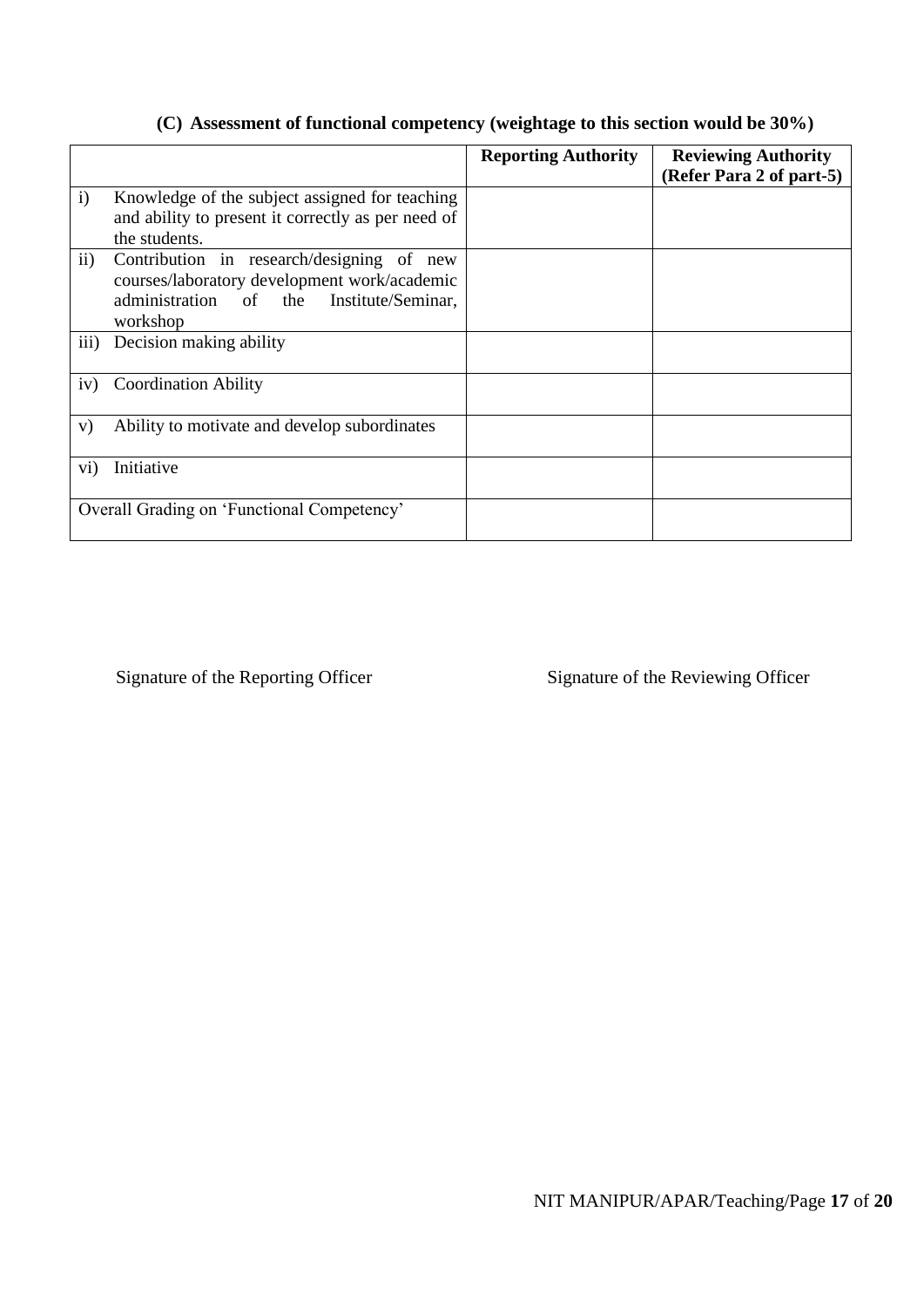### (C) Assessment of functional competency (weightage to this section would be 30%)

| | Reporting Authority | Reviewing Authority (Refer Para 2 of part-5) |
|---|---|---|
| i) Knowledge of the subject assigned for teaching and ability to present it correctly as per need of the students. | | |
| ii) Contribution in research/designing of new courses/laboratory development work/academic administration of the Institute/Seminar, workshop | | |
| iii) Decision making ability | | |
| iv) Coordination Ability | | |
| v) Ability to motivate and develop subordinates | | |
| vi) Initiative | | |
| Overall Grading on 'Functional Competency' | | |

Signature of the Reporting Officer

Signature of the Reviewing Officer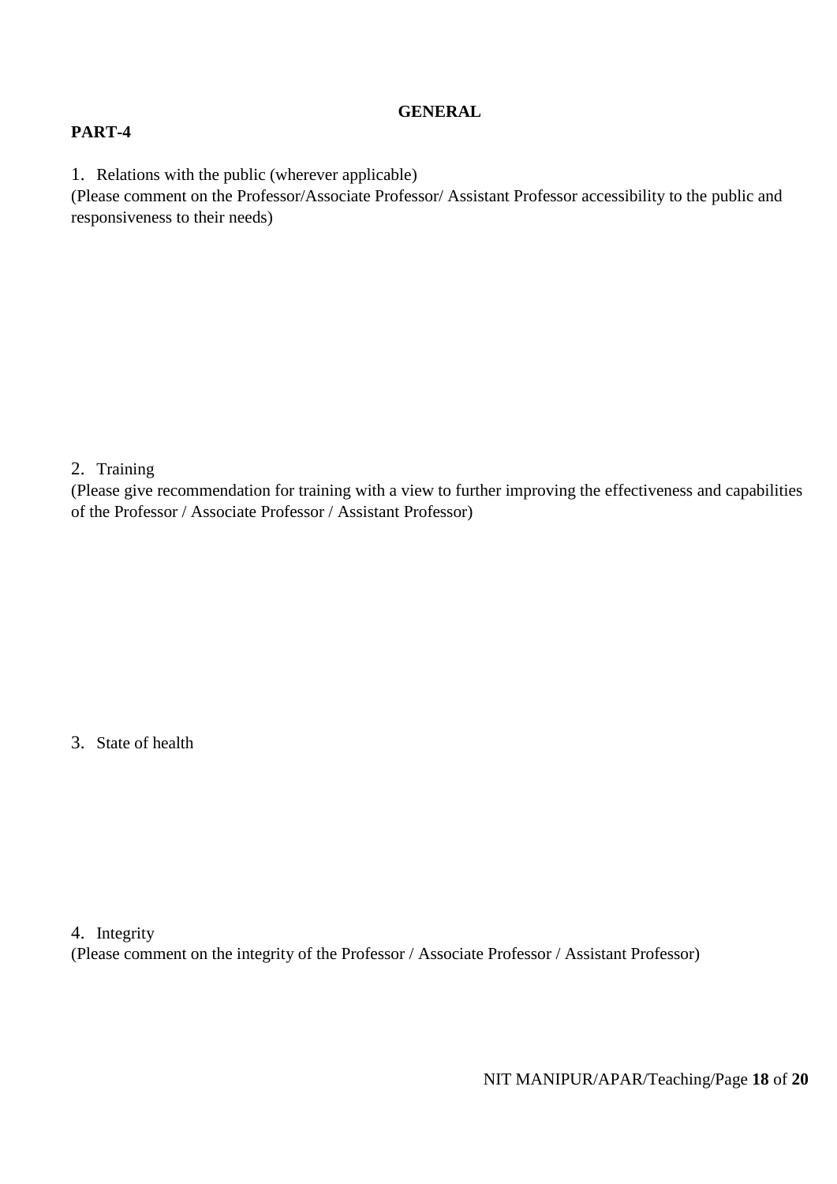**GENERAL**

**PART-4**

1. Relations with the public (wherever applicable)
(Please comment on the Professor/Associate Professor/ Assistant Professor accessibility to the public and responsiveness to their needs)

2. Training
(Please give recommendation for training with a view to further improving the effectiveness and capabilities of the Professor / Associate Professor / Assistant Professor)

3. State of health

4. Integrity
(Please comment on the integrity of the Professor / Associate Professor / Assistant Professor)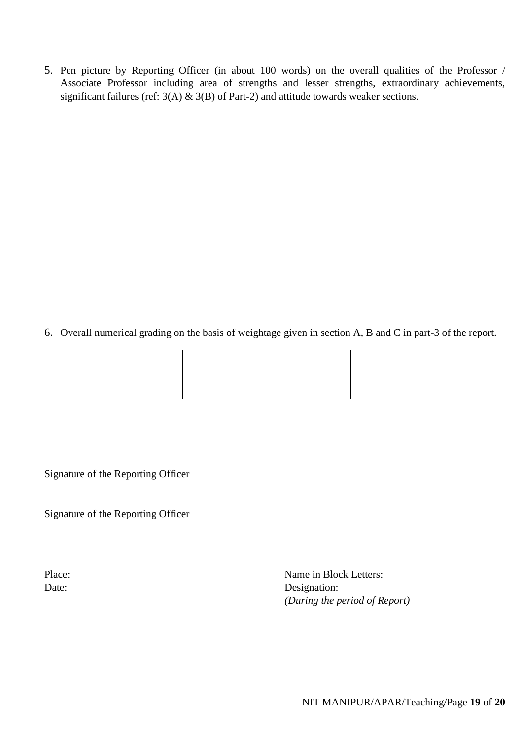5. Pen picture by Reporting Officer (in about 100 words) on the overall qualities of the Professor / Associate Professor including area of strengths and lesser strengths, extraordinary achievements, significant failures (ref: 3(A) & 3(B) of Part-2) and attitude towards weaker sections.

6. Overall numerical grading on the basis of weightage given in section A, B and C in part-3 of the report.

| |
|---|
| |

Signature of the Reporting Officer

Signature of the Reporting Officer

Place:

Date:

Name in Block Letters:

Designation:

*(During the period of Report)*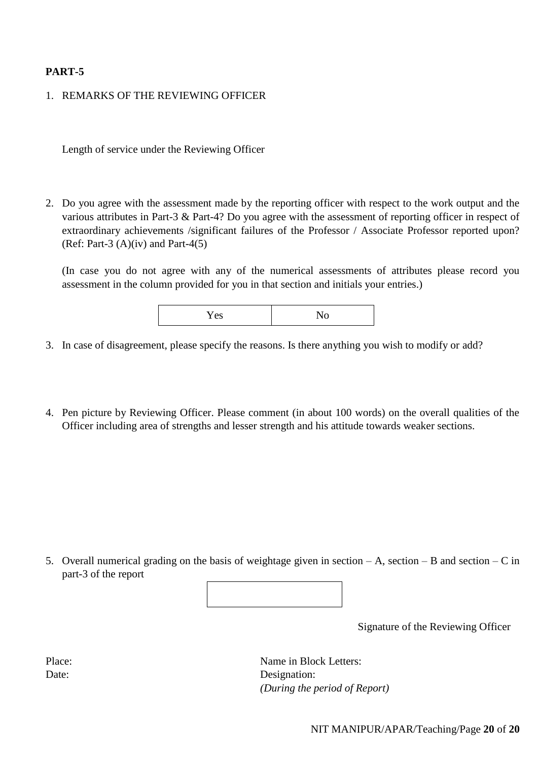**PART-5**

1. REMARKS OF THE REVIEWING OFFICER

   Length of service under the Reviewing Officer

2. Do you agree with the assessment made by the reporting officer with respect to the work output and the various attributes in Part-3 & Part-4? Do you agree with the assessment of reporting officer in respect of extraordinary achievements /significant failures of the Professor / Associate Professor reported upon? (Ref: Part-3 (A)(iv) and Part-4(5)

   (In case you do not agree with any of the numerical assessments of attributes please record you assessment in the column provided for you in that section and initials your entries.)

| | |
|---|---|
| Yes | No |

3. In case of disagreement, please specify the reasons. Is there anything you wish to modify or add?

4. Pen picture by Reviewing Officer. Please comment (in about 100 words) on the overall qualities of the Officer including area of strengths and lesser strength and his attitude towards weaker sections.

5. Overall numerical grading on the basis of weightage given in section – A, section – B and section – C in part-3 of the report

| |
|---|
| |

Signature of the Reviewing Officer

Place:

Date:

Name in Block Letters:

Designation:

*(During the period of Report)*